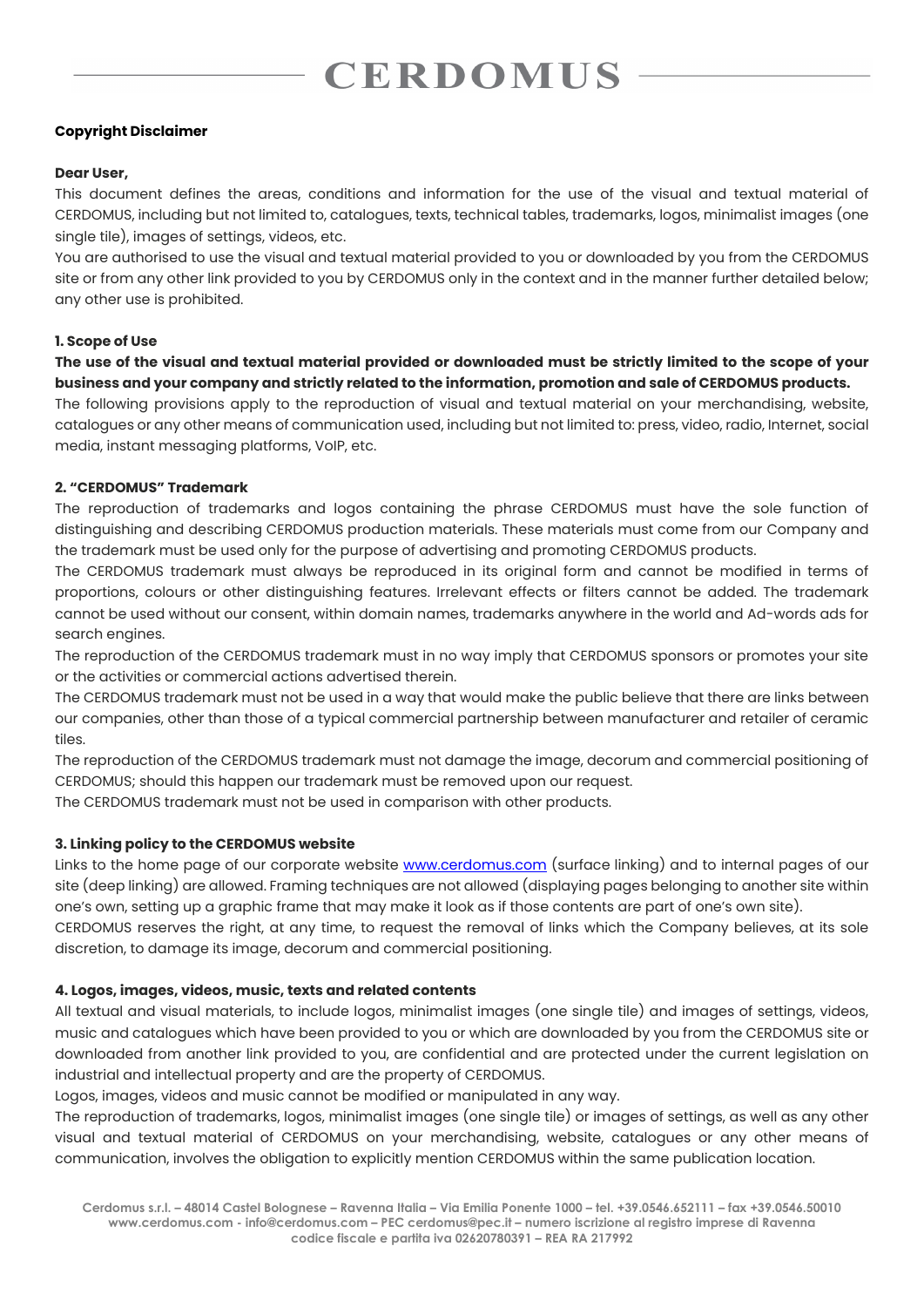# CERDOMUS

**Copyright Disclaimer**

**Dear User,**

This document defines the areas, conditions and information for the use of the visual and textual material of CERDOMUS, including but not limited to, catalogues, texts, technical tables, trademarks, logos, minimalist images (one single tile), images of settings, videos, etc.

You are authorised to use the visual and textual material provided to you or downloaded by you from the CERDOMUS site or from any other link provided to you by CERDOMUS only in the context and in the manner further detailed below; any other use is prohibited.

**1. Scope of Use**

**The use of the visual and textual material provided or downloaded must be strictly limited to the scope of your business and your company and strictly related to the information, promotion and sale of CERDOMUS products.**

The following provisions apply to the reproduction of visual and textual material on your merchandising, website, catalogues or any other means of communication used, including but not limited to: press, video, radio, Internet, social media, instant messaging platforms, VoIP, etc.

**2. "CERDOMUS" Trademark**

The reproduction of trademarks and logos containing the phrase CERDOMUS must have the sole function of distinguishing and describing CERDOMUS production materials. These materials must come from our Company and the trademark must be used only for the purpose of advertising and promoting CERDOMUS products.

The CERDOMUS trademark must always be reproduced in its original form and cannot be modified in terms of proportions, colours or other distinguishing features. Irrelevant effects or filters cannot be added. The trademark cannot be used without our consent, within domain names, trademarks anywhere in the world and Ad-words ads for search engines.

The reproduction of the CERDOMUS trademark must in no way imply that CERDOMUS sponsors or promotes your site or the activities or commercial actions advertised therein.

The CERDOMUS trademark must not be used in a way that would make the public believe that there are links between our companies, other than those of a typical commercial partnership between manufacturer and retailer of ceramic tiles.

The reproduction of the CERDOMUS trademark must not damage the image, decorum and commercial positioning of CERDOMUS; should this happen our trademark must be removed upon our request.

The CERDOMUS trademark must not be used in comparison with other products.

**3. Linking policy to the CERDOMUS website**

Links to the home page of our corporate website www.cerdomus.com (surface linking) and to internal pages of our site (deep linking) are allowed. Framing techniques are not allowed (displaying pages belonging to another site within one's own, setting up a graphic frame that may make it look as if those contents are part of one's own site).

CERDOMUS reserves the right, at any time, to request the removal of links which the Company believes, at its sole discretion, to damage its image, decorum and commercial positioning.

**4. Logos, images, videos, music, texts and related contents**

All textual and visual materials, to include logos, minimalist images (one single tile) and images of settings, videos, music and catalogues which have been provided to you or which are downloaded by you from the CERDOMUS site or downloaded from another link provided to you, are confidential and are protected under the current legislation on industrial and intellectual property and are the property of CERDOMUS.

Logos, images, videos and music cannot be modified or manipulated in any way.

The reproduction of trademarks, logos, minimalist images (one single tile) or images of settings, as well as any other visual and textual material of CERDOMUS on your merchandising, website, catalogues or any other means of communication, involves the obligation to explicitly mention CERDOMUS within the same publication location.

Cerdomus s.r.l. – 48014 Castel Bolognese – Ravenna Italia – Via Emilia Ponente 1000 – tel. +39.0546.652111 – fax +39.0546.50010
www.cerdomus.com - info@cerdomus.com – PEC cerdomus@pec.it – numero iscrizione al registro imprese di Ravenna
codice fiscale e partita iva 02620780391 – REA RA 217992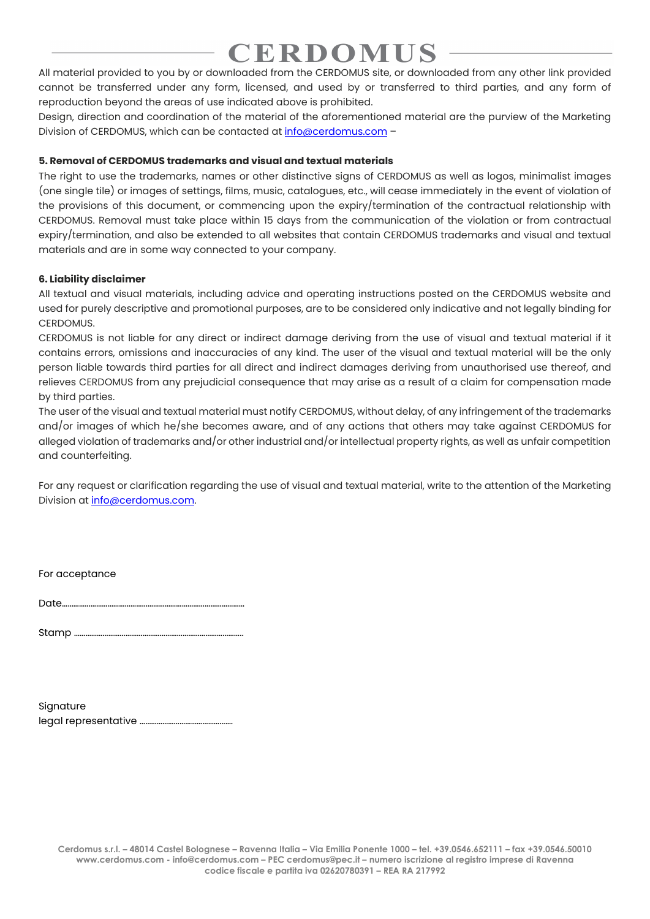All material provided to you by or downloaded from the CERDOMUS site, or downloaded from any other link provided cannot be transferred under any form, licensed, and used by or transferred to third parties, and any form of reproduction beyond the areas of use indicated above is prohibited.
Design, direction and coordination of the material of the aforementioned material are the purview of the Marketing Division of CERDOMUS, which can be contacted at info@cerdomus.com –

### 5. Removal of CERDOMUS trademarks and visual and textual materials

The right to use the trademarks, names or other distinctive signs of CERDOMUS as well as logos, minimalist images (one single tile) or images of settings, films, music, catalogues, etc., will cease immediately in the event of violation of the provisions of this document, or commencing upon the expiry/termination of the contractual relationship with CERDOMUS. Removal must take place within 15 days from the communication of the violation or from contractual expiry/termination, and also be extended to all websites that contain CERDOMUS trademarks and visual and textual materials and are in some way connected to your company.

### 6. Liability disclaimer

All textual and visual materials, including advice and operating instructions posted on the CERDOMUS website and used for purely descriptive and promotional purposes, are to be considered only indicative and not legally binding for CERDOMUS.
CERDOMUS is not liable for any direct or indirect damage deriving from the use of visual and textual material if it contains errors, omissions and inaccuracies of any kind. The user of the visual and textual material will be the only person liable towards third parties for all direct and indirect damages deriving from unauthorised use thereof, and relieves CERDOMUS from any prejudicial consequence that may arise as a result of a claim for compensation made by third parties.
The user of the visual and textual material must notify CERDOMUS, without delay, of any infringement of the trademarks and/or images of which he/she becomes aware, and of any actions that others may take against CERDOMUS for alleged violation of trademarks and/or other industrial and/or intellectual property rights, as well as unfair competition and counterfeiting.

For any request or clarification regarding the use of visual and textual material, write to the attention of the Marketing Division at info@cerdomus.com.

For acceptance

Date..............................................................................................

Stamp ..........................................................................................

Signature
legal representative ................................................